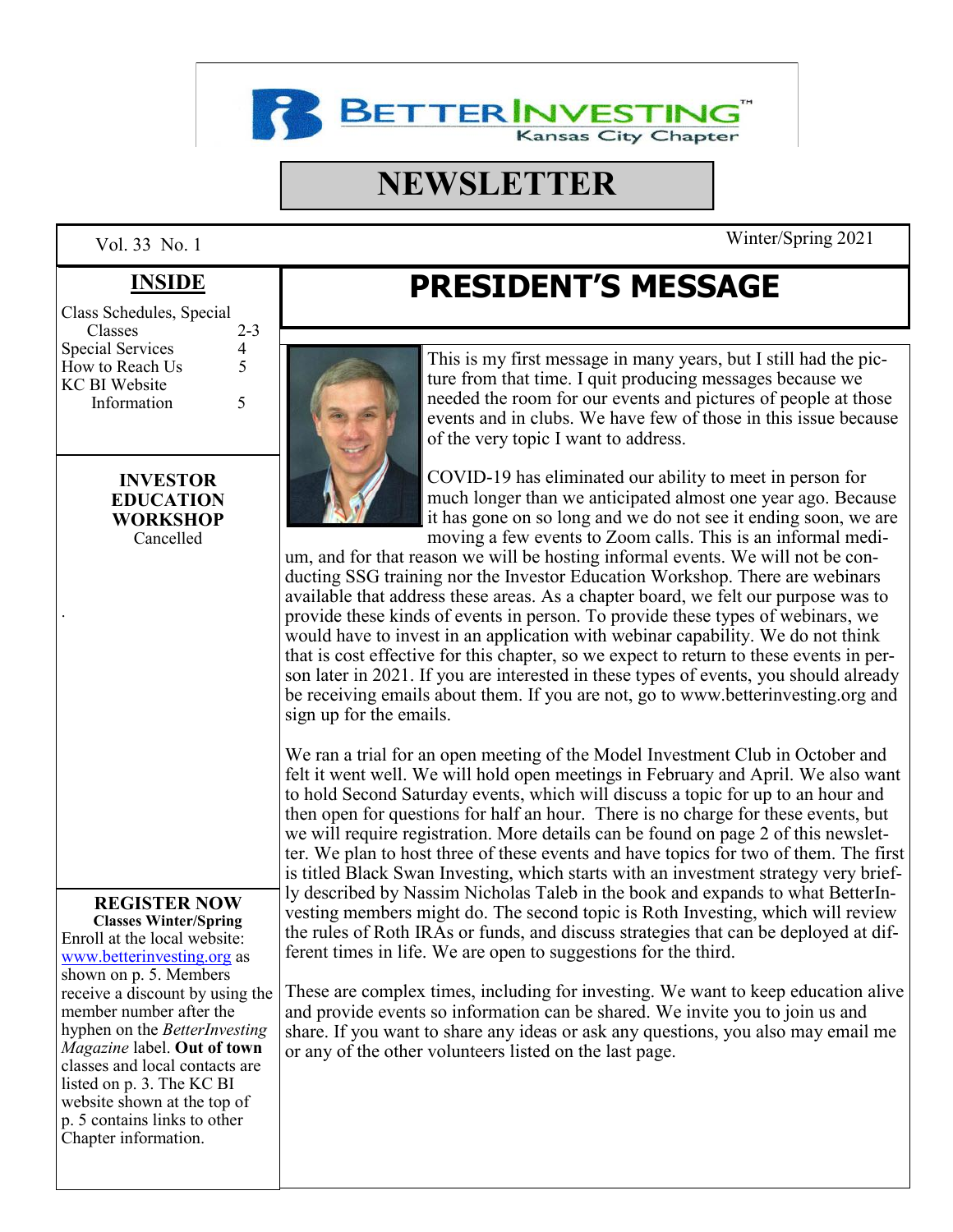# BETTERINVESTING™ Kansas City Chapter

# NEWSLETTER

Vol. 33 No. 1 — Winter/Spring 2021

## INSIDE

| | |
|---|---|
| Class Schedules, Special Classes | 2-3 |
| Special Services | 4 |
| How to Reach Us | 5 |
| KC BI Website Information | 5 |

**INVESTOR EDUCATION WORKSHOP**

Cancelled

**REGISTER NOW**

**Classes Winter/Spring**

Enroll at the local website: www.betterinvesting.org as shown on p. 5. Members receive a discount by using the member number after the hyphen on the *BetterInvesting Magazine* label. **Out of town** classes and local contacts are listed on p. 3. The KC BI website shown at the top of p. 5 contains links to other Chapter information.

# PRESIDENT'S MESSAGE

This is my first message in many years, but I still had the picture from that time. I quit producing messages because we needed the room for our events and pictures of people at those events and in clubs. We have few of those in this issue because of the very topic I want to address.

COVID-19 has eliminated our ability to meet in person for much longer than we anticipated almost one year ago. Because it has gone on so long and we do not see it ending soon, we are moving a few events to Zoom calls. This is an informal medium, and for that reason we will be hosting informal events. We will not be conducting SSG training nor the Investor Education Workshop. There are webinars available that address these areas. As a chapter board, we felt our purpose was to provide these kinds of events in person. To provide these types of webinars, we would have to invest in an application with webinar capability. We do not think that is cost effective for this chapter, so we expect to return to these events in person later in 2021. If you are interested in these types of events, you should already be receiving emails about them. If you are not, go to www.betterinvesting.org and sign up for the emails.

We ran a trial for an open meeting of the Model Investment Club in October and felt it went well. We will hold open meetings in February and April. We also want to hold Second Saturday events, which will discuss a topic for up to an hour and then open for questions for half an hour. There is no charge for these events, but we will require registration. More details can be found on page 2 of this newsletter. We plan to host three of these events and have topics for two of them. The first is titled Black Swan Investing, which starts with an investment strategy very briefly described by Nassim Nicholas Taleb in the book and expands to what BetterInvesting members might do. The second topic is Roth Investing, which will review the rules of Roth IRAs or funds, and discuss strategies that can be deployed at different times in life. We are open to suggestions for the third.

These are complex times, including for investing. We want to keep education alive and provide events so information can be shared. We invite you to join us and share. If you want to share any ideas or ask any questions, you also may email me or any of the other volunteers listed on the last page.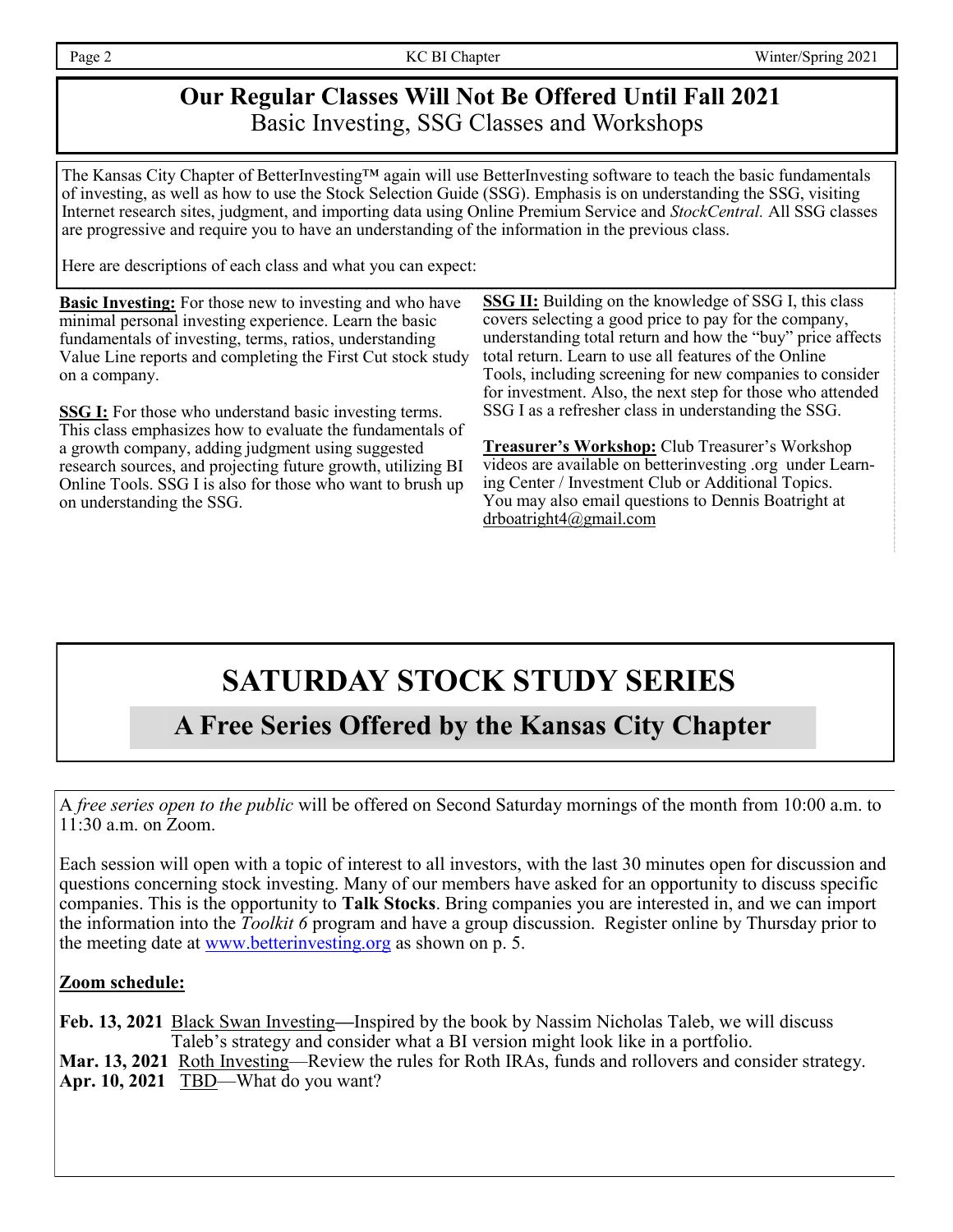# Our Regular Classes Will Not Be Offered Until Fall 2021

Basic Investing, SSG Classes and Workshops

The Kansas City Chapter of BetterInvesting™ again will use BetterInvesting software to teach the basic fundamentals of investing, as well as how to use the Stock Selection Guide (SSG). Emphasis is on understanding the SSG, visiting Internet research sites, judgment, and importing data using Online Premium Service and *StockCentral.* All SSG classes are progressive and require you to have an understanding of the information in the previous class.

Here are descriptions of each class and what you can expect:

**Basic Investing:** For those new to investing and who have minimal personal investing experience. Learn the basic fundamentals of investing, terms, ratios, understanding Value Line reports and completing the First Cut stock study on a company.

**SSG I:** For those who understand basic investing terms. This class emphasizes how to evaluate the fundamentals of a growth company, adding judgment using suggested research sources, and projecting future growth, utilizing BI Online Tools. SSG I is also for those who want to brush up on understanding the SSG.

**SSG II:** Building on the knowledge of SSG I, this class covers selecting a good price to pay for the company, understanding total return and how the "buy" price affects total return. Learn to use all features of the Online Tools, including screening for new companies to consider for investment. Also, the next step for those who attended SSG I as a refresher class in understanding the SSG.

**Treasurer's Workshop:** Club Treasurer's Workshop videos are available on betterinvesting .org under Learning Center / Investment Club or Additional Topics. You may also email questions to Dennis Boatright at drboatright4@gmail.com

# SATURDAY STOCK STUDY SERIES

## A Free Series Offered by the Kansas City Chapter

A *free series open to the public* will be offered on Second Saturday mornings of the month from 10:00 a.m. to 11:30 a.m. on Zoom.

Each session will open with a topic of interest to all investors, with the last 30 minutes open for discussion and questions concerning stock investing. Many of our members have asked for an opportunity to discuss specific companies. This is the opportunity to **Talk Stocks**. Bring companies you are interested in, and we can import the information into the *Toolkit 6* program and have a group discussion. Register online by Thursday prior to the meeting date at www.betterinvesting.org as shown on p. 5.

**Zoom schedule:**

**Feb. 13, 2021** Black Swan Investing—Inspired by the book by Nassim Nicholas Taleb, we will discuss Taleb's strategy and consider what a BI version might look like in a portfolio.

**Mar. 13, 2021** Roth Investing—Review the rules for Roth IRAs, funds and rollovers and consider strategy.

**Apr. 10, 2021** TBD—What do you want?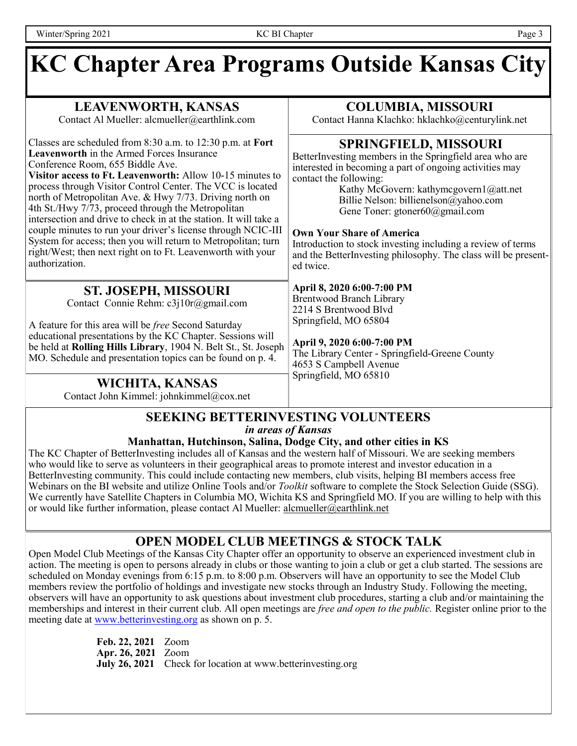# KC Chapter Area Programs Outside Kansas City

## LEAVENWORTH, KANSAS

Contact Al Mueller: alcmueller@earthlink.com

Classes are scheduled from 8:30 a.m. to 12:30 p.m. at **Fort Leavenworth** in the Armed Forces Insurance Conference Room, 655 Biddle Ave.

**Visitor access to Ft. Leavenworth:** Allow 10-15 minutes to process through Visitor Control Center. The VCC is located north of Metropolitan Ave. & Hwy 7/73. Driving north on 4th St./Hwy 7/73, proceed through the Metropolitan intersection and drive to check in at the station. It will take a couple minutes to run your driver's license through NCIC-III System for access; then you will return to Metropolitan; turn right/West; then next right on to Ft. Leavenworth with your authorization.

## ST. JOSEPH, MISSOURI

Contact Connie Rehm: c3j10r@gmail.com

A feature for this area will be *free* Second Saturday educational presentations by the KC Chapter. Sessions will be held at **Rolling Hills Library**, 1904 N. Belt St., St. Joseph MO. Schedule and presentation topics can be found on p. 4.

## WICHITA, KANSAS

Contact John Kimmel: johnkimmel@cox.net

## COLUMBIA, MISSOURI

Contact Hanna Klachko: hklachko@centurylink.net

## SPRINGFIELD, MISSOURI

BetterInvesting members in the Springfield area who are interested in becoming a part of ongoing activities may contact the following:

Kathy McGovern: kathymcgovern1@att.net
Billie Nelson: billienelson@yahoo.com
Gene Toner: gtoner60@gmail.com

**Own Your Share of America**
Introduction to stock investing including a review of terms and the BetterInvesting philosophy. The class will be presented twice.

**April 8, 2020 6:00-7:00 PM**
Brentwood Branch Library
2214 S Brentwood Blvd
Springfield, MO 65804

**April 9, 2020 6:00-7:00 PM**
The Library Center - Springfield-Greene County
4653 S Campbell Avenue
Springfield, MO 65810

## SEEKING BETTERINVESTING VOLUNTEERS

***in areas of Kansas***

**Manhattan, Hutchinson, Salina, Dodge City, and other cities in KS**

The KC Chapter of BetterInvesting includes all of Kansas and the western half of Missouri. We are seeking members who would like to serve as volunteers in their geographical areas to promote interest and investor education in a BetterInvesting community. This could include contacting new members, club visits, helping BI members access free Webinars on the BI website and utilize Online Tools and/or *Toolkit* software to complete the Stock Selection Guide (SSG). We currently have Satellite Chapters in Columbia MO, Wichita KS and Springfield MO. If you are willing to help with this or would like further information, please contact Al Mueller: alcmueller@earthlink.net

## OPEN MODEL CLUB MEETINGS & STOCK TALK

Open Model Club Meetings of the Kansas City Chapter offer an opportunity to observe an experienced investment club in action. The meeting is open to persons already in clubs or those wanting to join a club or get a club started. The sessions are scheduled on Monday evenings from 6:15 p.m. to 8:00 p.m. Observers will have an opportunity to see the Model Club members review the portfolio of holdings and investigate new stocks through an Industry Study. Following the meeting, observers will have an opportunity to ask questions about investment club procedures, starting a club and/or maintaining the memberships and interest in their current club. All open meetings are *free and open to the public.* Register online prior to the meeting date at www.betterinvesting.org as shown on p. 5.

**Feb. 22, 2021** Zoom
**Apr. 26, 2021** Zoom
**July 26, 2021** Check for location at www.betterinvesting.org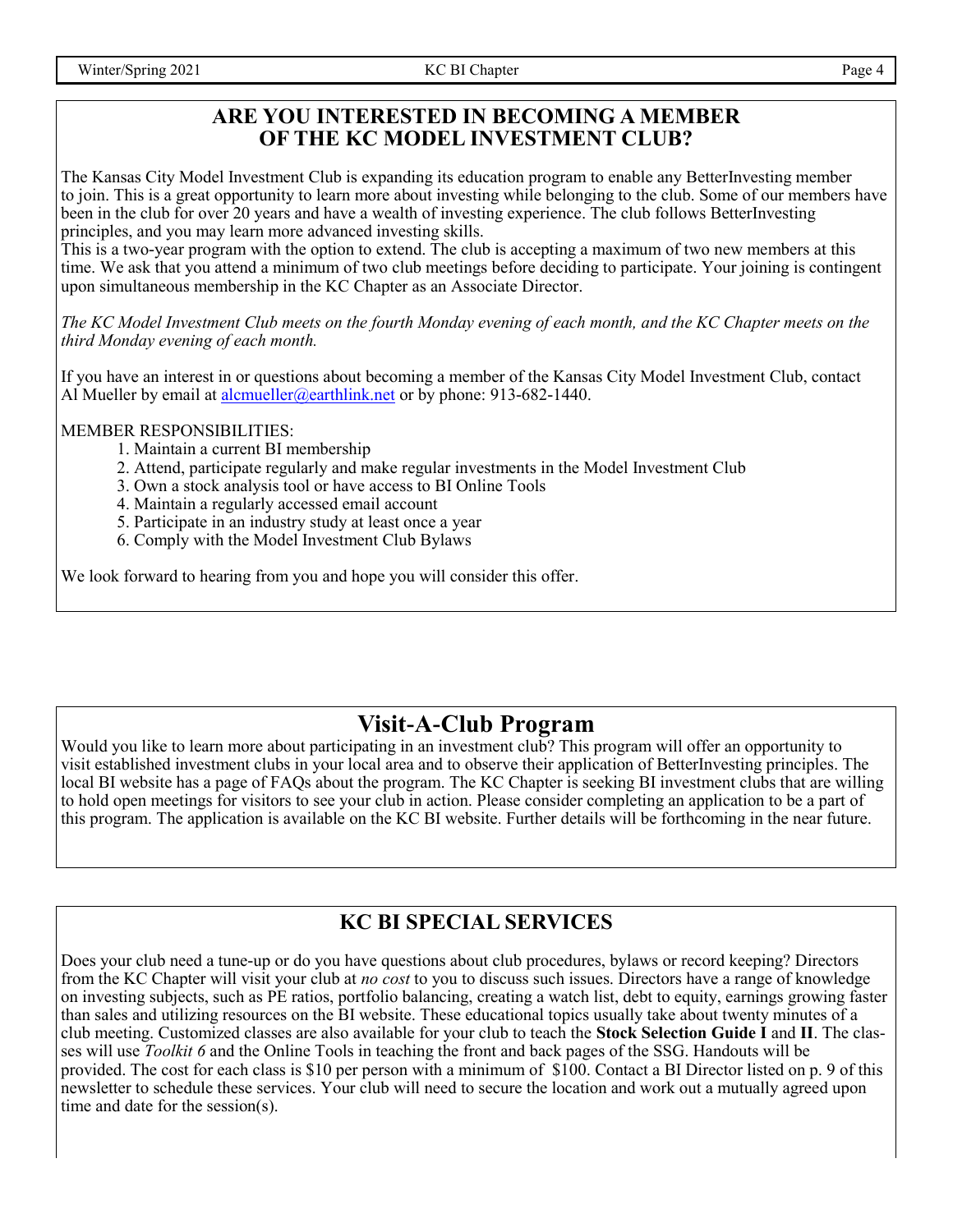## ARE YOU INTERESTED IN BECOMING A MEMBER OF THE KC MODEL INVESTMENT CLUB?

The Kansas City Model Investment Club is expanding its education program to enable any BetterInvesting member to join. This is a great opportunity to learn more about investing while belonging to the club. Some of our members have been in the club for over 20 years and have a wealth of investing experience. The club follows BetterInvesting principles, and you may learn more advanced investing skills.
This is a two-year program with the option to extend. The club is accepting a maximum of two new members at this time. We ask that you attend a minimum of two club meetings before deciding to participate. Your joining is contingent upon simultaneous membership in the KC Chapter as an Associate Director.

*The KC Model Investment Club meets on the fourth Monday evening of each month, and the KC Chapter meets on the third Monday evening of each month.*

If you have an interest in or questions about becoming a member of the Kansas City Model Investment Club, contact Al Mueller by email at alcmueller@earthlink.net or by phone: 913-682-1440.

MEMBER RESPONSIBILITIES:

1. Maintain a current BI membership
2. Attend, participate regularly and make regular investments in the Model Investment Club
3. Own a stock analysis tool or have access to BI Online Tools
4. Maintain a regularly accessed email account
5. Participate in an industry study at least once a year
6. Comply with the Model Investment Club Bylaws

We look forward to hearing from you and hope you will consider this offer.

## Visit-A-Club Program

Would you like to learn more about participating in an investment club? This program will offer an opportunity to visit established investment clubs in your local area and to observe their application of BetterInvesting principles. The local BI website has a page of FAQs about the program. The KC Chapter is seeking BI investment clubs that are willing to hold open meetings for visitors to see your club in action. Please consider completing an application to be a part of this program. The application is available on the KC BI website. Further details will be forthcoming in the near future.

## KC BI SPECIAL SERVICES

Does your club need a tune-up or do you have questions about club procedures, bylaws or record keeping? Directors from the KC Chapter will visit your club at *no cost* to you to discuss such issues. Directors have a range of knowledge on investing subjects, such as PE ratios, portfolio balancing, creating a watch list, debt to equity, earnings growing faster than sales and utilizing resources on the BI website. These educational topics usually take about twenty minutes of a club meeting. Customized classes are also available for your club to teach the **Stock Selection Guide I** and **II**. The classes will use *Toolkit 6* and the Online Tools in teaching the front and back pages of the SSG. Handouts will be provided. The cost for each class is $10 per person with a minimum of $100. Contact a BI Director listed on p. 9 of this newsletter to schedule these services. Your club will need to secure the location and work out a mutually agreed upon time and date for the session(s).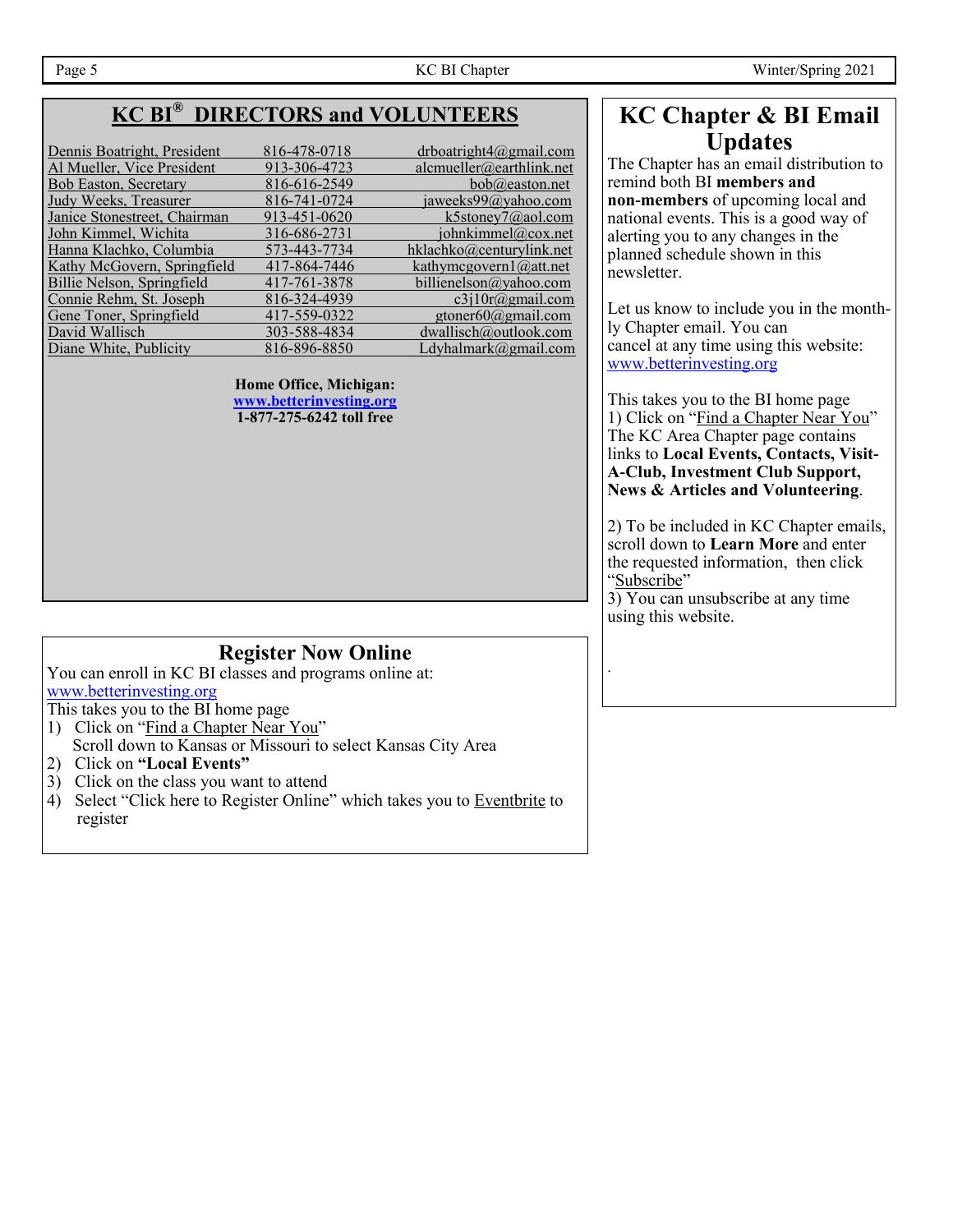## KC BI® DIRECTORS and VOLUNTEERS

| | | |
|---|---|---|
| Dennis Boatright, President | 816-478-0718 | drboatright4@gmail.com |
| Al Mueller, Vice President | 913-306-4723 | alcmueller@earthlink.net |
| Bob Easton, Secretary | 816-616-2549 | bob@easton.net |
| Judy Weeks, Treasurer | 816-741-0724 | jaweeks99@yahoo.com |
| Janice Stonestreet, Chairman | 913-451-0620 | k5stoney7@aol.com |
| John Kimmel, Wichita | 316-686-2731 | johnkimmel@cox.net |
| Hanna Klachko, Columbia | 573-443-7734 | hklachko@centurylink.net |
| Kathy McGovern, Springfield | 417-864-7446 | kathymcgovern1@att.net |
| Billie Nelson, Springfield | 417-761-3878 | billienelson@yahoo.com |
| Connie Rehm, St. Joseph | 816-324-4939 | c3j10r@gmail.com |
| Gene Toner, Springfield | 417-559-0322 | gtoner60@gmail.com |
| David Wallisch | 303-588-4834 | dwallisch@outlook.com |
| Diane White, Publicity | 816-896-8850 | Ldyhalmark@gmail.com |

**Home Office, Michigan:**
**www.betterinvesting.org**
**1-877-275-6242 toll free**

## Register Now Online

You can enroll in KC BI classes and programs online at:
www.betterinvesting.org
This takes you to the BI home page

1) Click on "Find a Chapter Near You"
   Scroll down to Kansas or Missouri to select Kansas City Area
2) Click on **"Local Events"**
3) Click on the class you want to attend
4) Select "Click here to Register Online" which takes you to Eventbrite to register

## KC Chapter & BI Email Updates

The Chapter has an email distribution to remind both BI **members and non-members** of upcoming local and national events. This is a good way of alerting you to any changes in the planned schedule shown in this newsletter.

Let us know to include you in the monthly Chapter email. You can cancel at any time using this website:
www.betterinvesting.org

This takes you to the BI home page
1) Click on "Find a Chapter Near You"
The KC Area Chapter page contains links to **Local Events, Contacts, Visit-A-Club, Investment Club Support, News & Articles and Volunteering**.

2) To be included in KC Chapter emails, scroll down to **Learn More** and enter the requested information, then click "Subscribe"
3) You can unsubscribe at any time using this website.